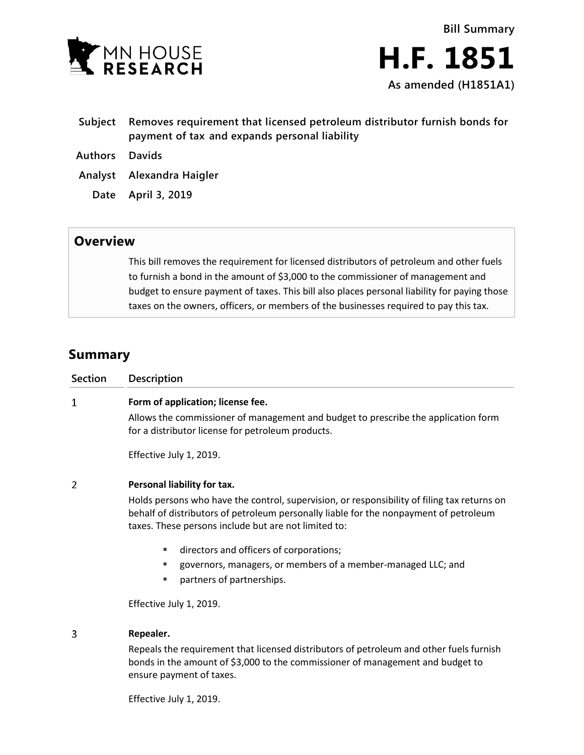MN HOUSE RESEARCH

**Bill Summary**

# H.F. 1851

**As amended (H1851A1)**

| | |
|---|---|
| **Subject** | **Removes requirement that licensed petroleum distributor furnish bonds for payment of tax and expands personal liability** |
| **Authors** | **Davids** |
| **Analyst** | **Alexandra Haigler** |
| **Date** | **April 3, 2019** |

## Overview

This bill removes the requirement for licensed distributors of petroleum and other fuels to furnish a bond in the amount of $3,000 to the commissioner of management and budget to ensure payment of taxes. This bill also places personal liability for paying those taxes on the owners, officers, or members of the businesses required to pay this tax.

## Summary

| Section | Description |
|---|---|
| 1 | **Form of application; license fee.**<br>Allows the commissioner of management and budget to prescribe the application form for a distributor license for petroleum products.<br><br>Effective July 1, 2019. |
| 2 | **Personal liability for tax.**<br>Holds persons who have the control, supervision, or responsibility of filing tax returns on behalf of distributors of petroleum personally liable for the nonpayment of petroleum taxes. These persons include but are not limited to:<br>▪ directors and officers of corporations;<br>▪ governors, managers, or members of a member-managed LLC; and<br>▪ partners of partnerships.<br><br>Effective July 1, 2019. |
| 3 | **Repealer.**<br>Repeals the requirement that licensed distributors of petroleum and other fuels furnish bonds in the amount of $3,000 to the commissioner of management and budget to ensure payment of taxes.<br><br>Effective July 1, 2019. |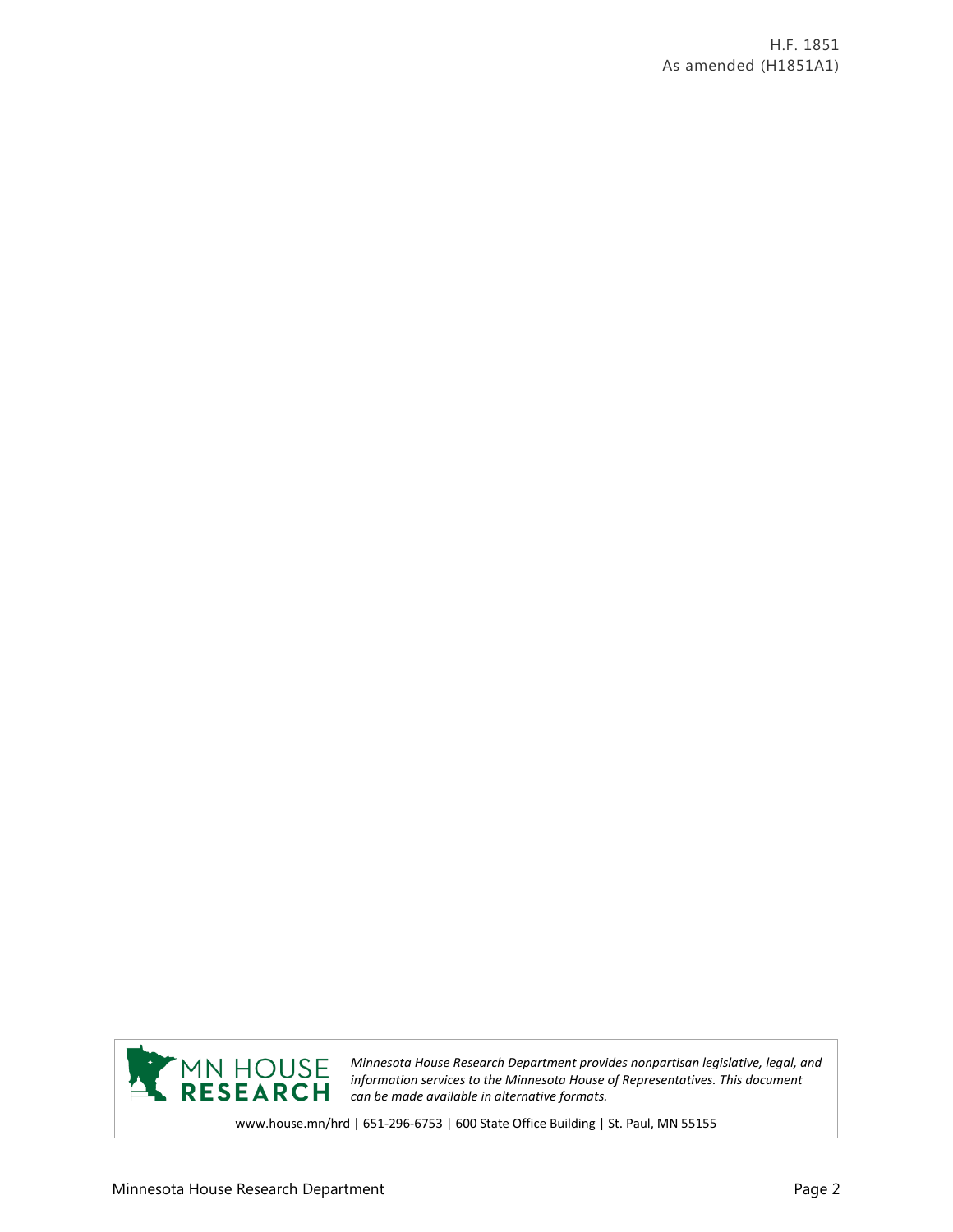Minnesota House Research Department provides nonpartisan legislative, legal, and information services to the Minnesota House of Representatives. This document can be made available in alternative formats.

www.house.mn/hrd | 651-296-6753 | 600 State Office Building | St. Paul, MN 55155